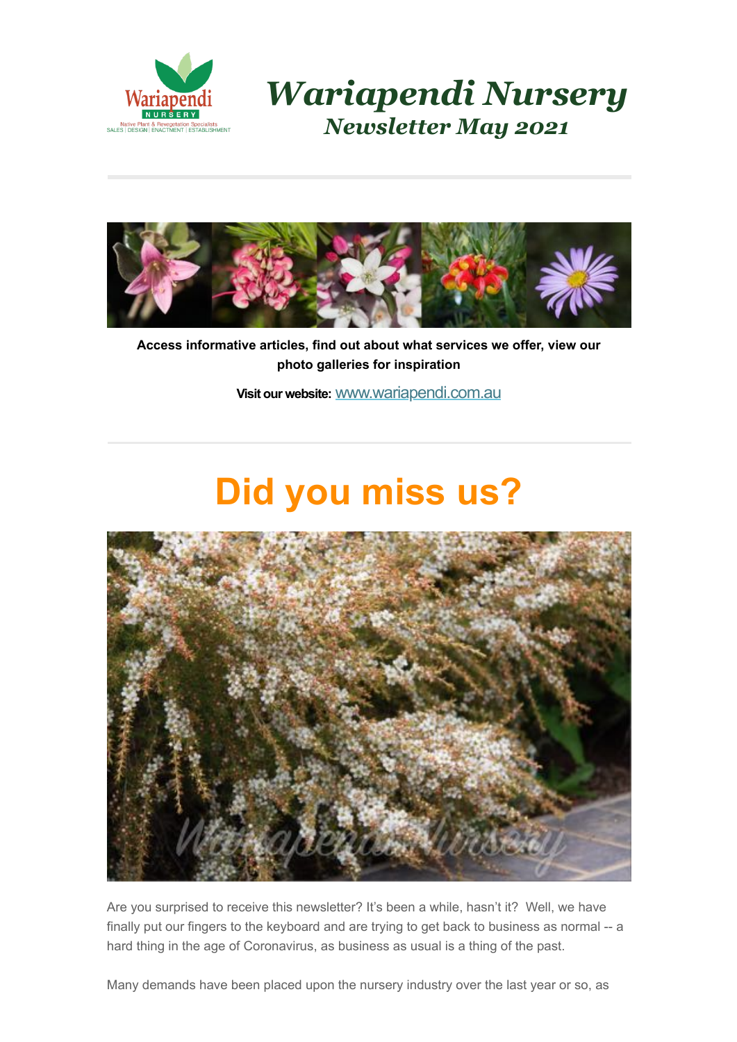# *Wariapendi Nursery*

## *Newsletter May 2021*

**Access informative articles, find out about what services we offer, view our photo galleries for inspiration**

**Visit our website:** www.wariapendi.com.au

# Did you miss us?

Are you surprised to receive this newsletter? It's been a while, hasn't it? Well, we have finally put our fingers to the keyboard and are trying to get back to business as normal -- a hard thing in the age of Coronavirus, as business as usual is a thing of the past.

Many demands have been placed upon the nursery industry over the last year or so, as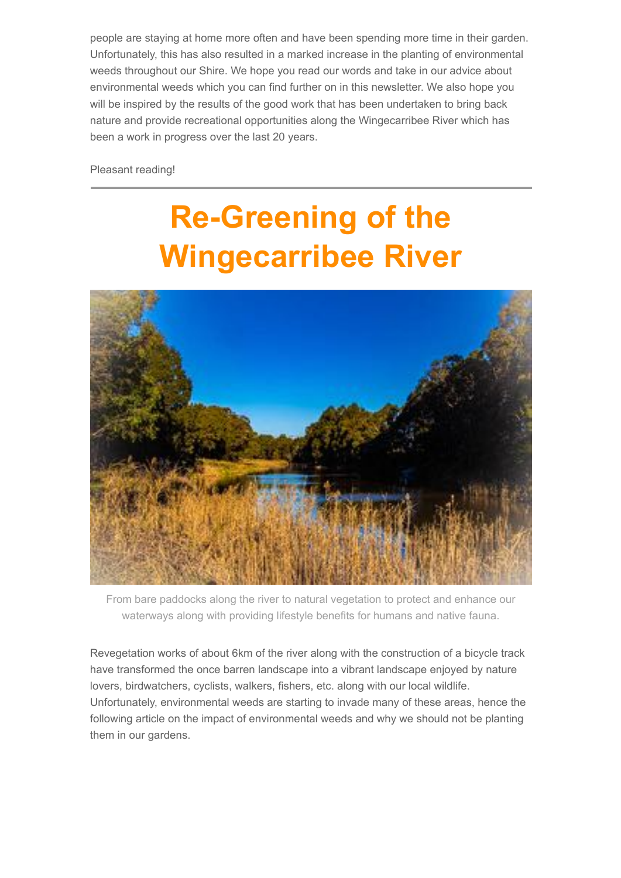people are staying at home more often and have been spending more time in their garden. Unfortunately, this has also resulted in a marked increase in the planting of environmental weeds throughout our Shire. We hope you read our words and take in our advice about environmental weeds which you can find further on in this newsletter. We also hope you will be inspired by the results of the good work that has been undertaken to bring back nature and provide recreational opportunities along the Wingecarribee River which has been a work in progress over the last 20 years.

Pleasant reading!

---

# Re-Greening of the Wingecarribee River

From bare paddocks along the river to natural vegetation to protect and enhance our waterways along with providing lifestyle benefits for humans and native fauna.

Revegetation works of about 6km of the river along with the construction of a bicycle track have transformed the once barren landscape into a vibrant landscape enjoyed by nature lovers, birdwatchers, cyclists, walkers, fishers, etc. along with our local wildlife. Unfortunately, environmental weeds are starting to invade many of these areas, hence the following article on the impact of environmental weeds and why we should not be planting them in our gardens.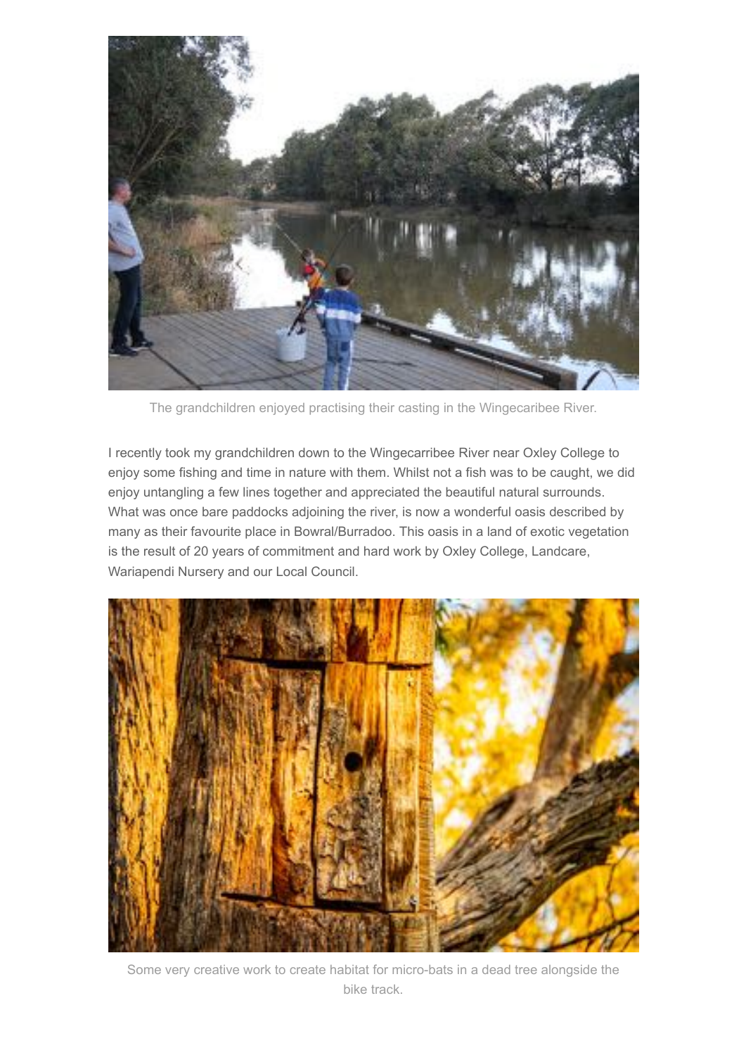The grandchildren enjoyed practising their casting in the Wingecaribee River.

I recently took my grandchildren down to the Wingecarribee River near Oxley College to enjoy some fishing and time in nature with them. Whilst not a fish was to be caught, we did enjoy untangling a few lines together and appreciated the beautiful natural surrounds. What was once bare paddocks adjoining the river, is now a wonderful oasis described by many as their favourite place in Bowral/Burradoo. This oasis in a land of exotic vegetation is the result of 20 years of commitment and hard work by Oxley College, Landcare, Wariapendi Nursery and our Local Council.

Some very creative work to create habitat for micro-bats in a dead tree alongside the bike track.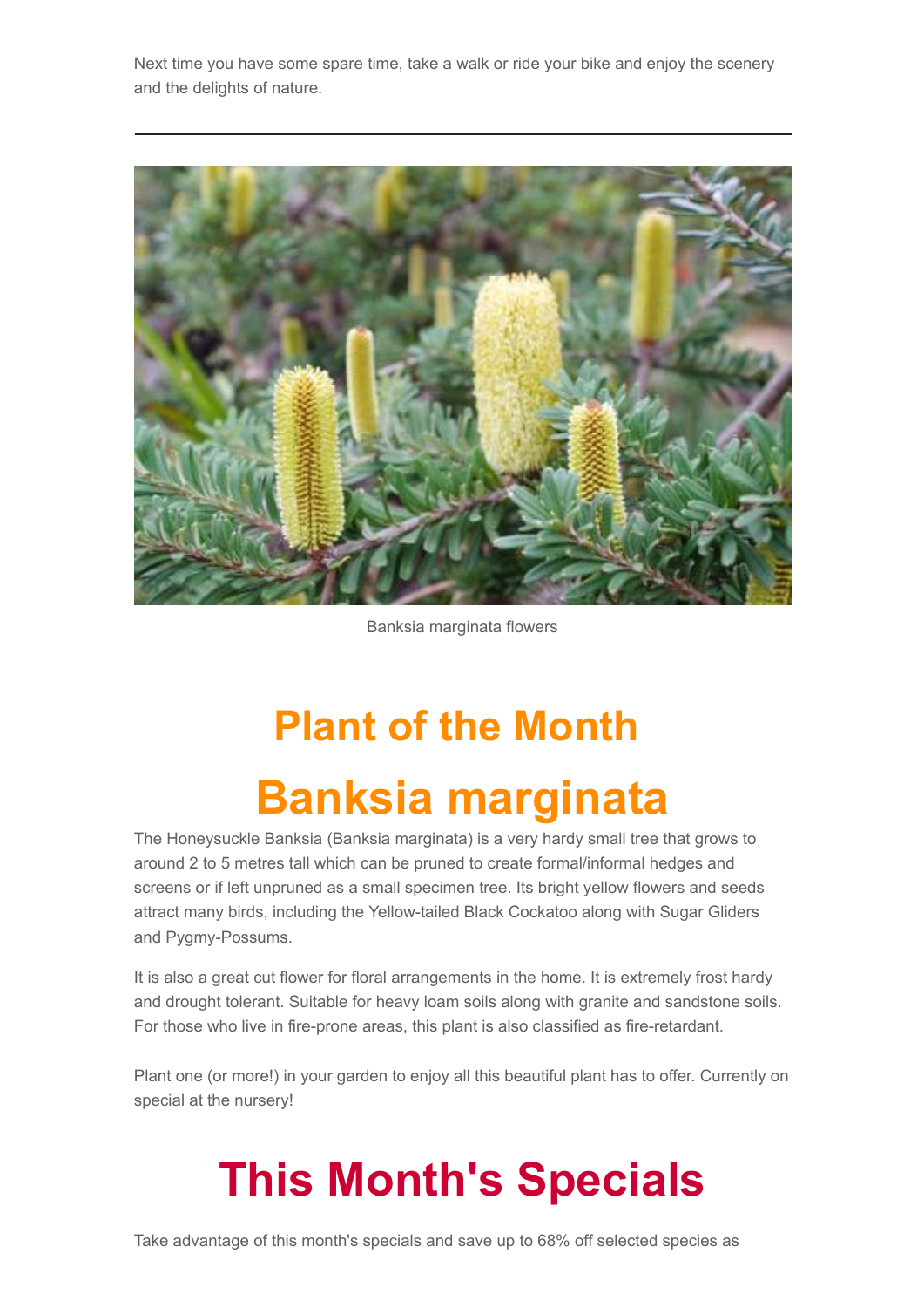Next time you have some spare time, take a walk or ride your bike and enjoy the scenery and the delights of nature.

---

Banksia marginata flowers

# Plant of the Month

# Banksia marginata

The Honeysuckle Banksia (Banksia marginata) is a very hardy small tree that grows to around 2 to 5 metres tall which can be pruned to create formal/informal hedges and screens or if left unpruned as a small specimen tree. Its bright yellow flowers and seeds attract many birds, including the Yellow-tailed Black Cockatoo along with Sugar Gliders and Pygmy-Possums.

It is also a great cut flower for floral arrangements in the home. It is extremely frost hardy and drought tolerant. Suitable for heavy loam soils along with granite and sandstone soils. For those who live in fire-prone areas, this plant is also classified as fire-retardant.

Plant one (or more!) in your garden to enjoy all this beautiful plant has to offer. Currently on special at the nursery!

# This Month's Specials

Take advantage of this month's specials and save up to 68% off selected species as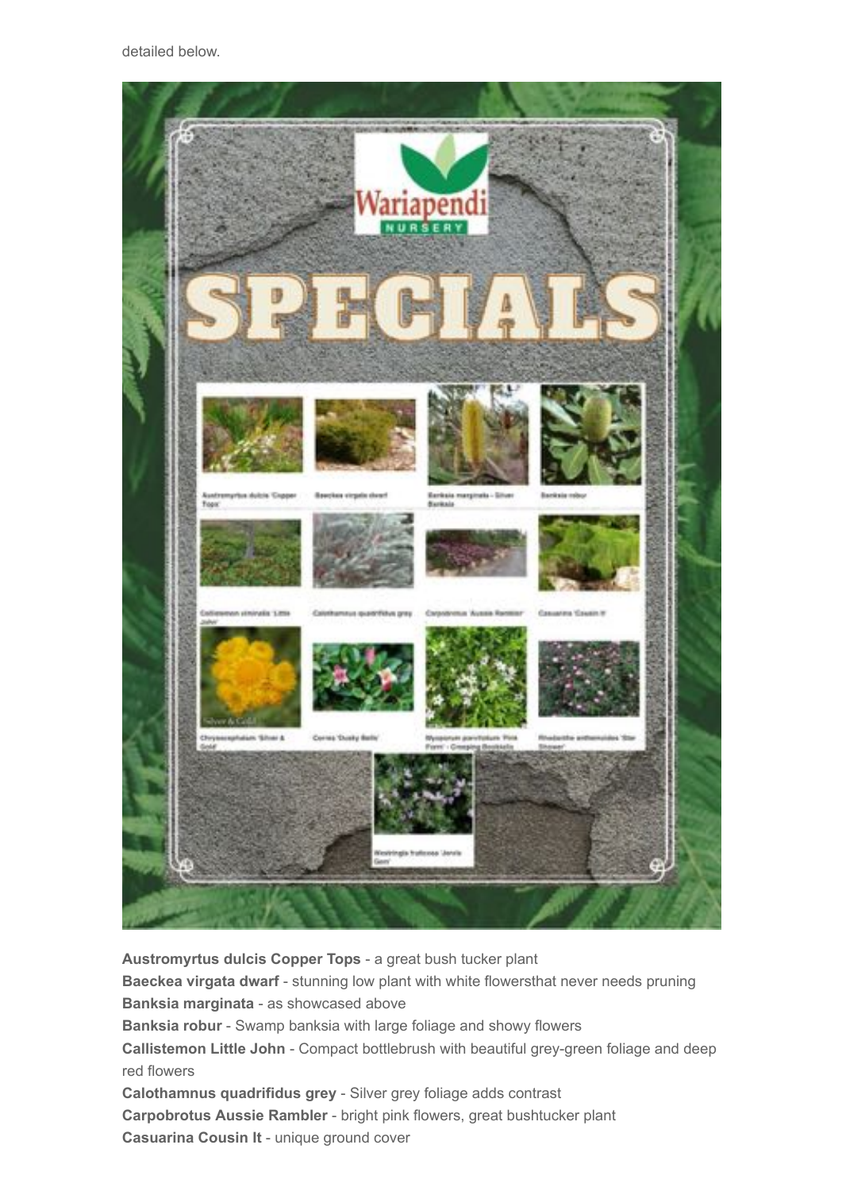detailed below.

**Austromyrtus dulcis Copper Tops** - a great bush tucker plant
**Baeckea virgata dwarf** - stunning low plant with white flowersthat never needs pruning
**Banksia marginata** - as showcased above
**Banksia robur** - Swamp banksia with large foliage and showy flowers
**Callistemon Little John** - Compact bottlebrush with beautiful grey-green foliage and deep red flowers
**Calothamnus quadrifidus grey** - Silver grey foliage adds contrast
**Carpobrotus Aussie Rambler** - bright pink flowers, great bushtucker plant
**Casuarina Cousin It** - unique ground cover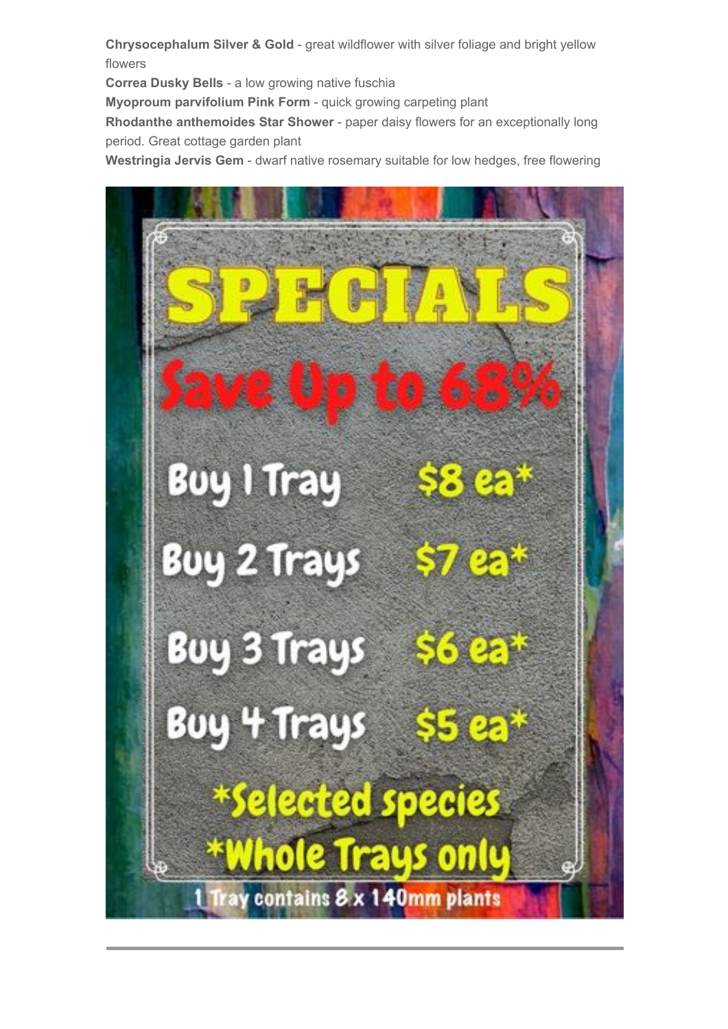**Chrysocephalum Silver & Gold** - great wildflower with silver foliage and bright yellow flowers

**Correa Dusky Bells** - a low growing native fuschia

**Myoproum parvifolium Pink Form** - quick growing carpeting plant

**Rhodanthe anthemoides Star Shower** - paper daisy flowers for an exceptionally long period. Great cottage garden plant

**Westringia Jervis Gem** - dwarf native rosemary suitable for low hedges, free flowering

# SPECIALS

## Save Up to 68%

| | |
|---|---|
| Buy 1 Tray | $8 ea* |
| Buy 2 Trays | $7 ea* |
| Buy 3 Trays | $6 ea* |
| Buy 4 Trays | $5 ea* |

*Selected species
*Whole Trays only

1 Tray contains 8 x 140mm plants

---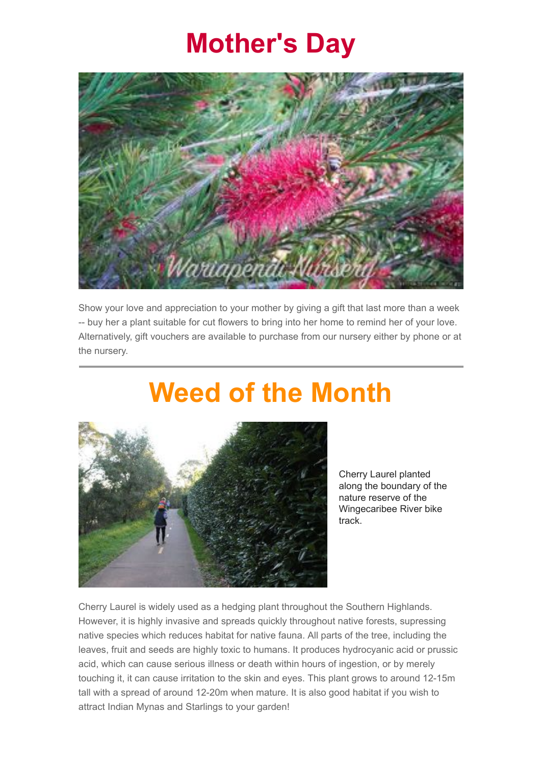# Mother's Day

Show your love and appreciation to your mother by giving a gift that last more than a week -- buy her a plant suitable for cut flowers to bring into her home to remind her of your love. Alternatively, gift vouchers are available to purchase from our nursery either by phone or at the nursery.

---

# Weed of the Month

Cherry Laurel planted along the boundary of the nature reserve of the Wingecaribee River bike track.

Cherry Laurel is widely used as a hedging plant throughout the Southern Highlands. However, it is highly invasive and spreads quickly throughout native forests, supressing native species which reduces habitat for native fauna. All parts of the tree, including the leaves, fruit and seeds are highly toxic to humans. It produces hydrocyanic acid or prussic acid, which can cause serious illness or death within hours of ingestion, or by merely touching it, it can cause irritation to the skin and eyes. This plant grows to around 12-15m tall with a spread of around 12-20m when mature. It is also good habitat if you wish to attract Indian Mynas and Starlings to your garden!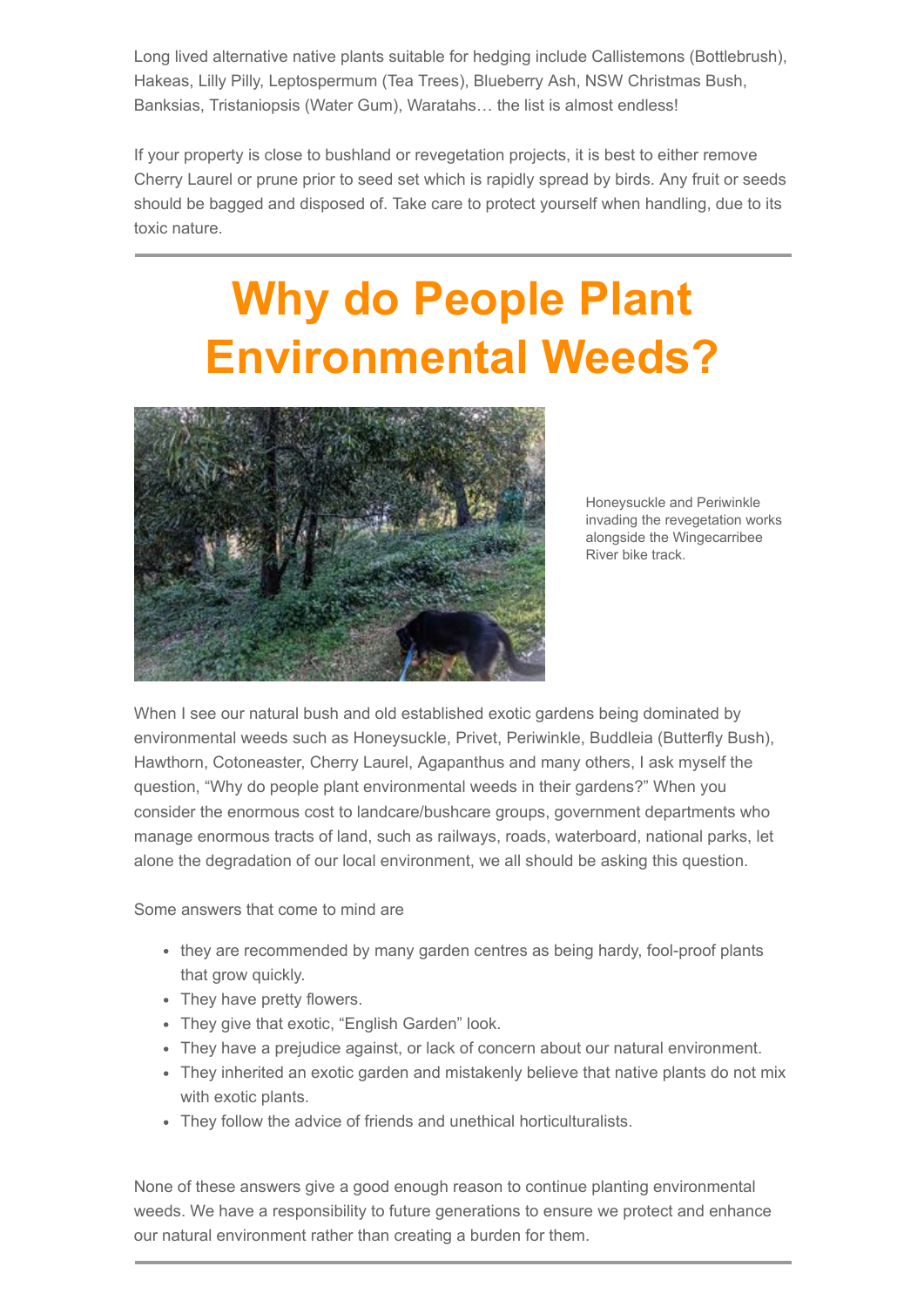Long lived alternative native plants suitable for hedging include Callistemons (Bottlebrush), Hakeas, Lilly Pilly, Leptospermum (Tea Trees), Blueberry Ash, NSW Christmas Bush, Banksias, Tristaniopsis (Water Gum), Waratahs… the list is almost endless!

If your property is close to bushland or revegetation projects, it is best to either remove Cherry Laurel or prune prior to seed set which is rapidly spread by birds. Any fruit or seeds should be bagged and disposed of. Take care to protect yourself when handling, due to its toxic nature.

---

# Why do People Plant Environmental Weeds?

Honeysuckle and Periwinkle invading the revegetation works alongside the Wingecarribee River bike track.

When I see our natural bush and old established exotic gardens being dominated by environmental weeds such as Honeysuckle, Privet, Periwinkle, Buddleia (Butterfly Bush), Hawthorn, Cotoneaster, Cherry Laurel, Agapanthus and many others, I ask myself the question, "Why do people plant environmental weeds in their gardens?" When you consider the enormous cost to landcare/bushcare groups, government departments who manage enormous tracts of land, such as railways, roads, waterboard, national parks, let alone the degradation of our local environment, we all should be asking this question.

Some answers that come to mind are

- they are recommended by many garden centres as being hardy, fool-proof plants that grow quickly.
- They have pretty flowers.
- They give that exotic, "English Garden" look.
- They have a prejudice against, or lack of concern about our natural environment.
- They inherited an exotic garden and mistakenly believe that native plants do not mix with exotic plants.
- They follow the advice of friends and unethical horticulturalists.

None of these answers give a good enough reason to continue planting environmental weeds. We have a responsibility to future generations to ensure we protect and enhance our natural environment rather than creating a burden for them.

---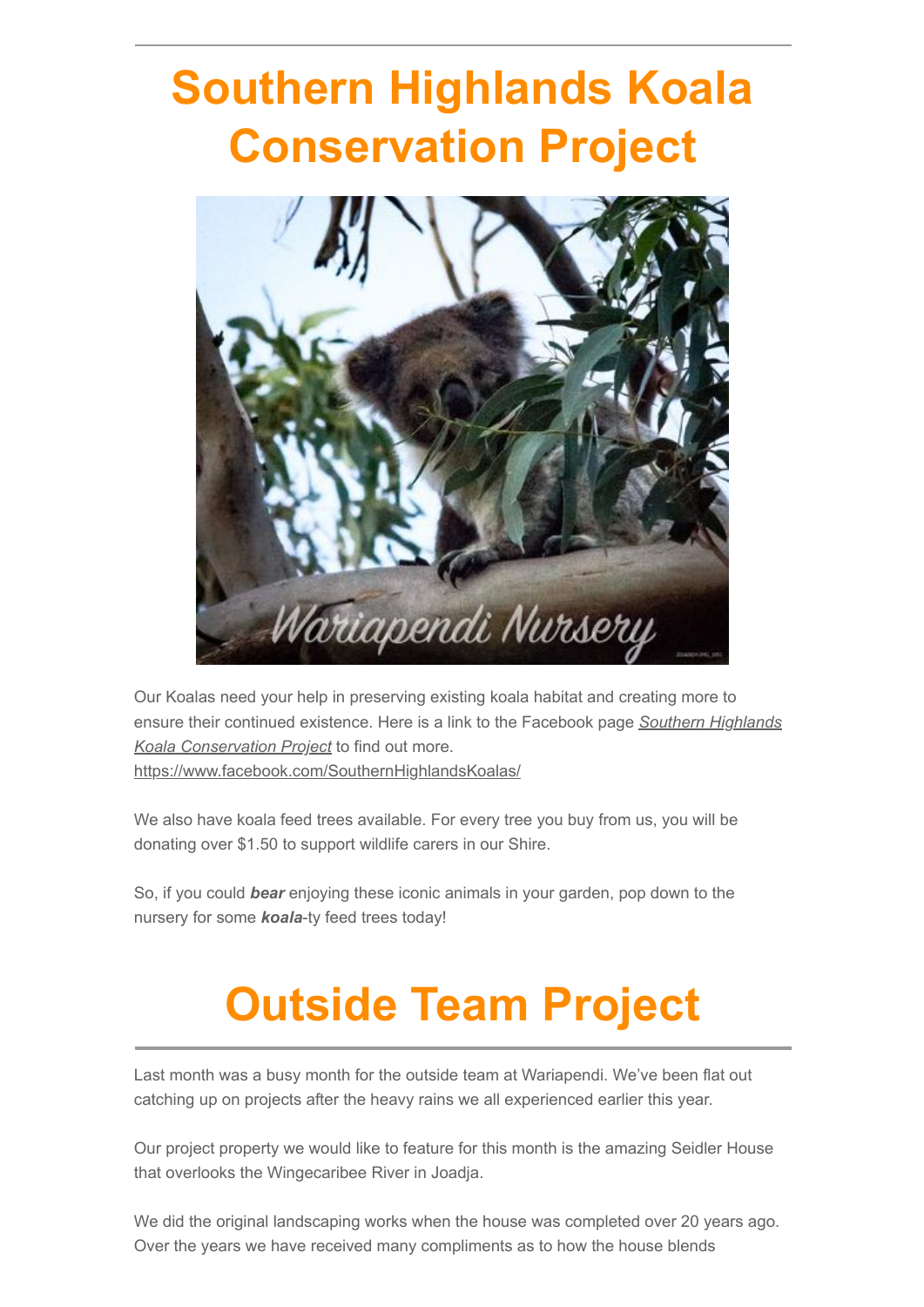# Southern Highlands Koala Conservation Project

Our Koalas need your help in preserving existing koala habitat and creating more to ensure their continued existence. Here is a link to the Facebook page *Southern Highlands Koala Conservation Project* to find out more. https://www.facebook.com/SouthernHighlandsKoalas/

We also have koala feed trees available. For every tree you buy from us, you will be donating over $1.50 to support wildlife carers in our Shire.

So, if you could ***bear*** enjoying these iconic animals in your garden, pop down to the nursery for some ***koala***-ty feed trees today!

# Outside Team Project

Last month was a busy month for the outside team at Wariapendi. We've been flat out catching up on projects after the heavy rains we all experienced earlier this year.

Our project property we would like to feature for this month is the amazing Seidler House that overlooks the Wingecaribee River in Joadja.

We did the original landscaping works when the house was completed over 20 years ago. Over the years we have received many compliments as to how the house blends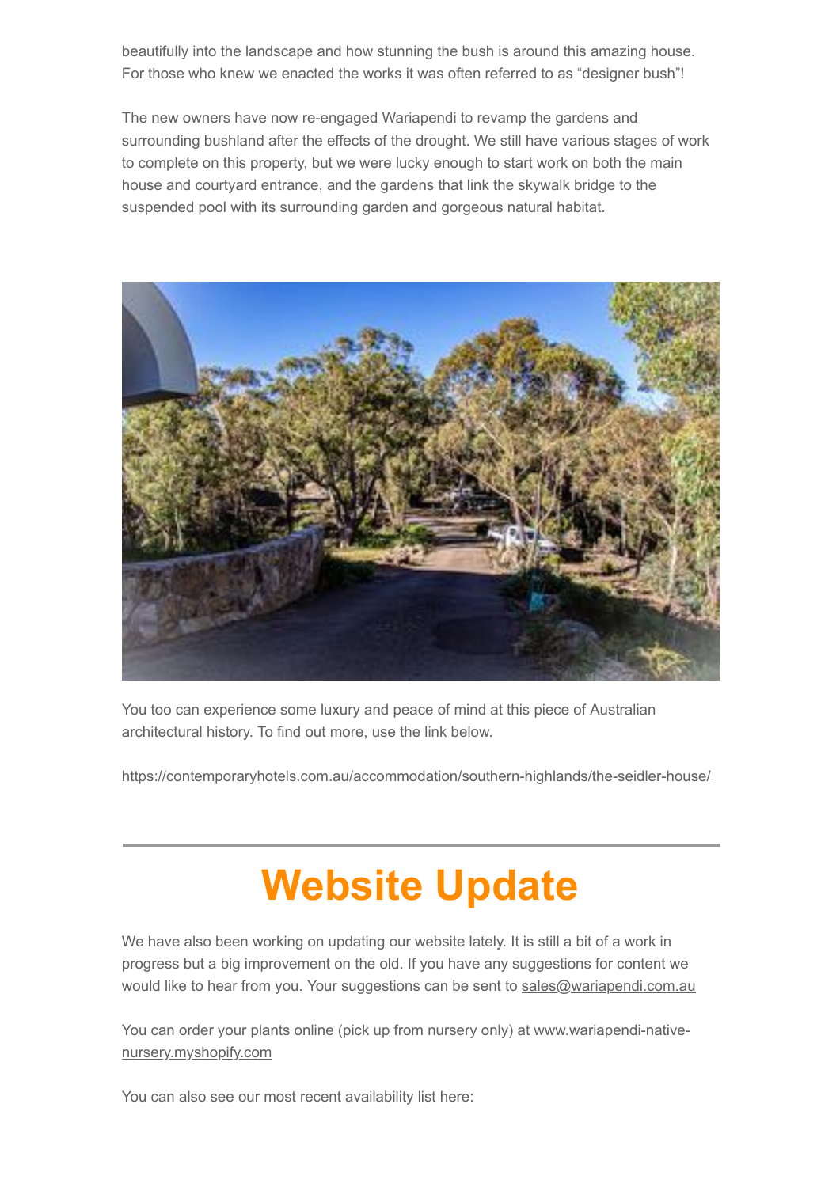beautifully into the landscape and how stunning the bush is around this amazing house. For those who knew we enacted the works it was often referred to as "designer bush"!

The new owners have now re-engaged Wariapendi to revamp the gardens and surrounding bushland after the effects of the drought. We still have various stages of work to complete on this property, but we were lucky enough to start work on both the main house and courtyard entrance, and the gardens that link the skywalk bridge to the suspended pool with its surrounding garden and gorgeous natural habitat.

You too can experience some luxury and peace of mind at this piece of Australian architectural history. To find out more, use the link below.

https://contemporaryhotels.com.au/accommodation/southern-highlands/the-seidler-house/

---

# Website Update

We have also been working on updating our website lately. It is still a bit of a work in progress but a big improvement on the old. If you have any suggestions for content we would like to hear from you. Your suggestions can be sent to sales@wariapendi.com.au

You can order your plants online (pick up from nursery only) at www.wariapendi-native-nursery.myshopify.com

You can also see our most recent availability list here: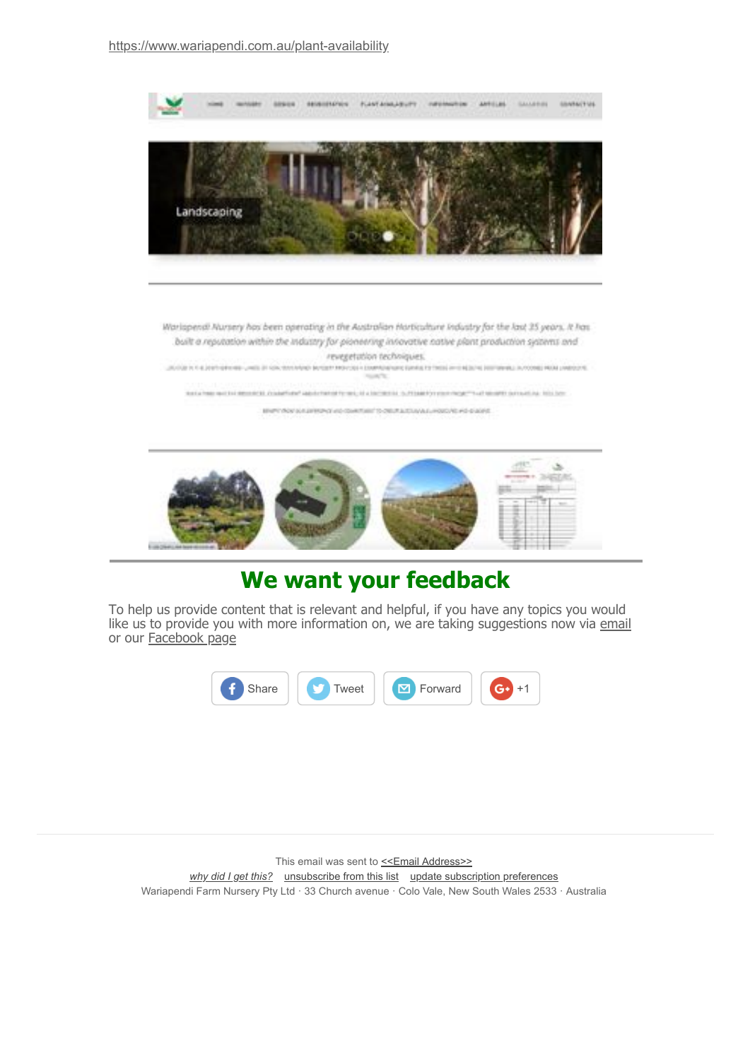https://www.wariapendi.com.au/plant-availability

## We want your feedback

To help us provide content that is relevant and helpful, if you have any topics you would like us to provide you with more information on, we are taking suggestions now via email or our Facebook page

Share | Tweet | Forward | +1

This email was sent to <<Email Address>>

*why did I get this?* unsubscribe from this list update subscription preferences

Wariapendi Farm Nursery Pty Ltd · 33 Church avenue · Colo Vale, New South Wales 2533 · Australia